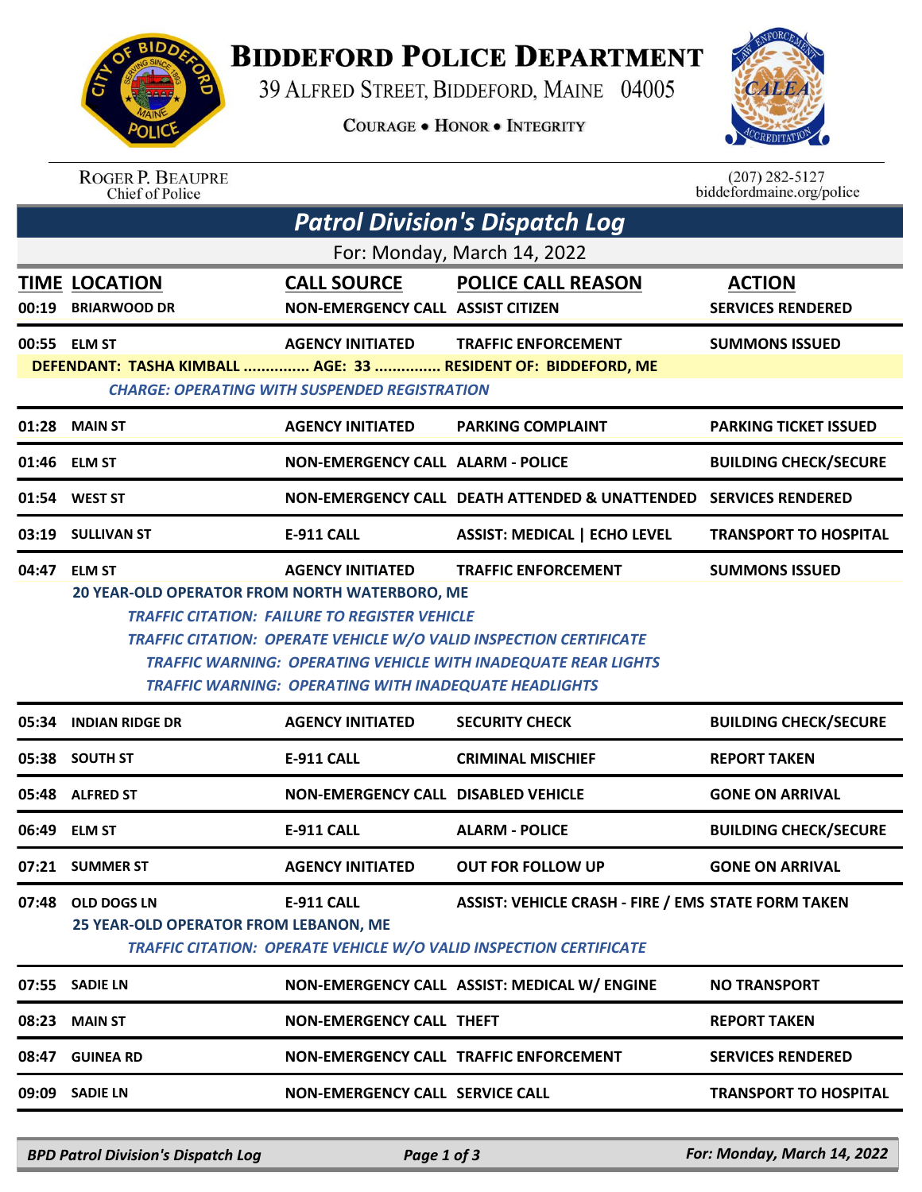# Biddeford Police Department

39 Alfred Street, Biddeford, Maine 04005

Courage • Honor • Integrity

Roger P. Beaupre
Chief of Police

(207) 282-5127
biddefordmaine.org/police

## Patrol Division's Dispatch Log

For: Monday, March 14, 2022

| TIME | LOCATION | CALL SOURCE | POLICE CALL REASON | ACTION |
|---|---|---|---|---|
| 00:19 | BRIARWOOD DR | NON-EMERGENCY CALL | ASSIST CITIZEN | SERVICES RENDERED |
| 00:55 | ELM ST | AGENCY INITIATED | TRAFFIC ENFORCEMENT | SUMMONS ISSUED |

DEFENDANT: TASHA KIMBALL ............... AGE: 33 ............... RESIDENT OF: BIDDEFORD, ME

*CHARGE: OPERATING WITH SUSPENDED REGISTRATION*

| TIME | LOCATION | CALL SOURCE | POLICE CALL REASON | ACTION |
|---|---|---|---|---|
| 01:28 | MAIN ST | AGENCY INITIATED | PARKING COMPLAINT | PARKING TICKET ISSUED |
| 01:46 | ELM ST | NON-EMERGENCY CALL | ALARM - POLICE | BUILDING CHECK/SECURE |
| 01:54 | WEST ST | NON-EMERGENCY CALL | DEATH ATTENDED & UNATTENDED | SERVICES RENDERED |
| 03:19 | SULLIVAN ST | E-911 CALL | ASSIST: MEDICAL \| ECHO LEVEL | TRANSPORT TO HOSPITAL |
| 04:47 | ELM ST | AGENCY INITIATED | TRAFFIC ENFORCEMENT | SUMMONS ISSUED |

20 YEAR-OLD OPERATOR FROM NORTH WATERBORO, ME

*TRAFFIC CITATION: FAILURE TO REGISTER VEHICLE*
*TRAFFIC CITATION: OPERATE VEHICLE W/O VALID INSPECTION CERTIFICATE*
*TRAFFIC WARNING: OPERATING VEHICLE WITH INADEQUATE REAR LIGHTS*
*TRAFFIC WARNING: OPERATING WITH INADEQUATE HEADLIGHTS*

| TIME | LOCATION | CALL SOURCE | POLICE CALL REASON | ACTION |
|---|---|---|---|---|
| 05:34 | INDIAN RIDGE DR | AGENCY INITIATED | SECURITY CHECK | BUILDING CHECK/SECURE |
| 05:38 | SOUTH ST | E-911 CALL | CRIMINAL MISCHIEF | REPORT TAKEN |
| 05:48 | ALFRED ST | NON-EMERGENCY CALL | DISABLED VEHICLE | GONE ON ARRIVAL |
| 06:49 | ELM ST | E-911 CALL | ALARM - POLICE | BUILDING CHECK/SECURE |
| 07:21 | SUMMER ST | AGENCY INITIATED | OUT FOR FOLLOW UP | GONE ON ARRIVAL |
| 07:48 | OLD DOGS LN | E-911 CALL | ASSIST: VEHICLE CRASH - FIRE / EMS | STATE FORM TAKEN |

25 YEAR-OLD OPERATOR FROM LEBANON, ME

*TRAFFIC CITATION: OPERATE VEHICLE W/O VALID INSPECTION CERTIFICATE*

| TIME | LOCATION | CALL SOURCE | POLICE CALL REASON | ACTION |
|---|---|---|---|---|
| 07:55 | SADIE LN | NON-EMERGENCY CALL | ASSIST: MEDICAL W/ ENGINE | NO TRANSPORT |
| 08:23 | MAIN ST | NON-EMERGENCY CALL | THEFT | REPORT TAKEN |
| 08:47 | GUINEA RD | NON-EMERGENCY CALL | TRAFFIC ENFORCEMENT | SERVICES RENDERED |
| 09:09 | SADIE LN | NON-EMERGENCY CALL | SERVICE CALL | TRANSPORT TO HOSPITAL |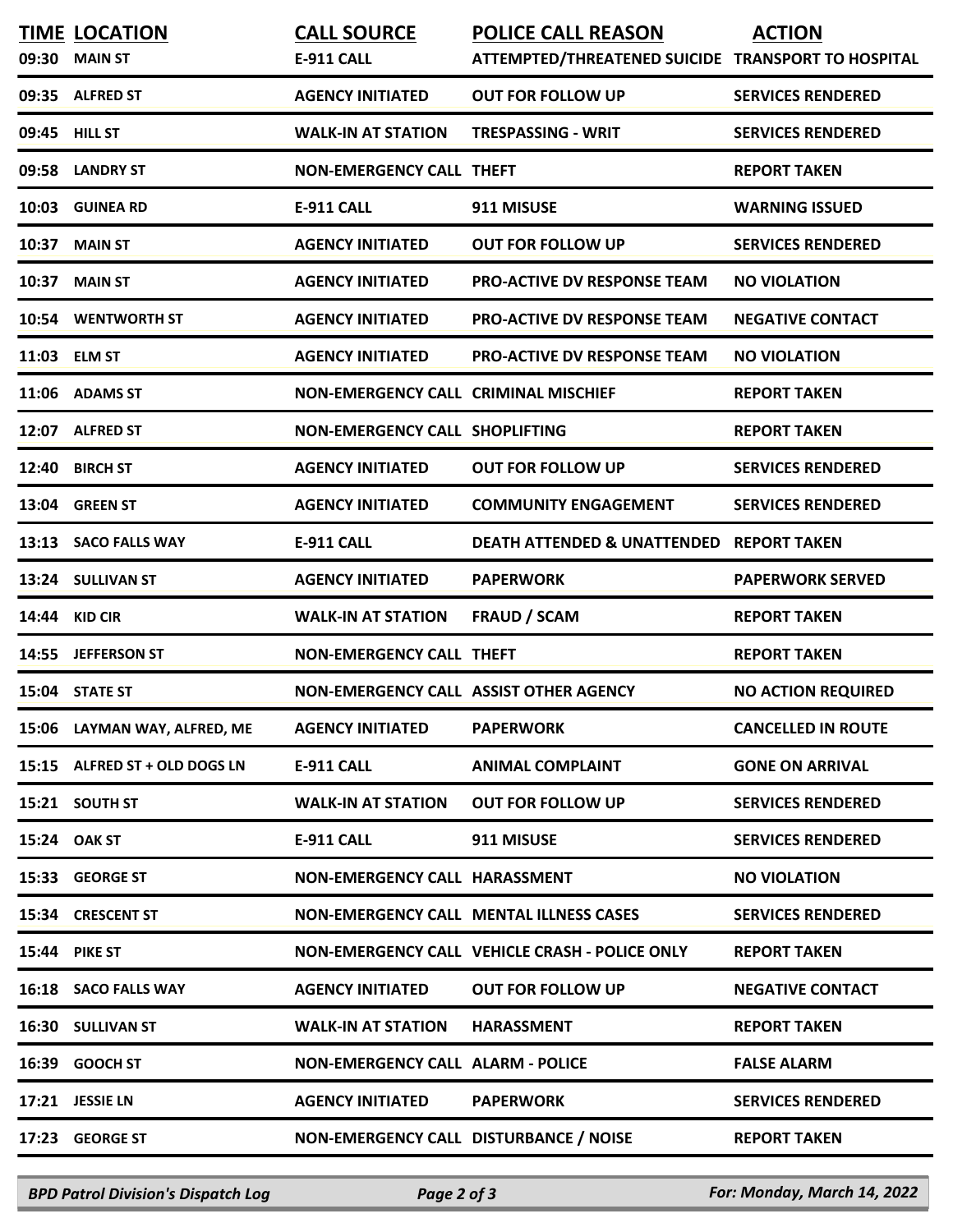| TIME | LOCATION | CALL SOURCE | POLICE CALL REASON | ACTION |
|---|---|---|---|---|
| 09:30 | MAIN ST | E-911 CALL | ATTEMPTED/THREATENED SUICIDE | TRANSPORT TO HOSPITAL |
| 09:35 | ALFRED ST | AGENCY INITIATED | OUT FOR FOLLOW UP | SERVICES RENDERED |
| 09:45 | HILL ST | WALK-IN AT STATION | TRESPASSING - WRIT | SERVICES RENDERED |
| 09:58 | LANDRY ST | NON-EMERGENCY CALL | THEFT | REPORT TAKEN |
| 10:03 | GUINEA RD | E-911 CALL | 911 MISUSE | WARNING ISSUED |
| 10:37 | MAIN ST | AGENCY INITIATED | OUT FOR FOLLOW UP | SERVICES RENDERED |
| 10:37 | MAIN ST | AGENCY INITIATED | PRO-ACTIVE DV RESPONSE TEAM | NO VIOLATION |
| 10:54 | WENTWORTH ST | AGENCY INITIATED | PRO-ACTIVE DV RESPONSE TEAM | NEGATIVE CONTACT |
| 11:03 | ELM ST | AGENCY INITIATED | PRO-ACTIVE DV RESPONSE TEAM | NO VIOLATION |
| 11:06 | ADAMS ST | NON-EMERGENCY CALL | CRIMINAL MISCHIEF | REPORT TAKEN |
| 12:07 | ALFRED ST | NON-EMERGENCY CALL | SHOPLIFTING | REPORT TAKEN |
| 12:40 | BIRCH ST | AGENCY INITIATED | OUT FOR FOLLOW UP | SERVICES RENDERED |
| 13:04 | GREEN ST | AGENCY INITIATED | COMMUNITY ENGAGEMENT | SERVICES RENDERED |
| 13:13 | SACO FALLS WAY | E-911 CALL | DEATH ATTENDED & UNATTENDED | REPORT TAKEN |
| 13:24 | SULLIVAN ST | AGENCY INITIATED | PAPERWORK | PAPERWORK SERVED |
| 14:44 | KID CIR | WALK-IN AT STATION | FRAUD / SCAM | REPORT TAKEN |
| 14:55 | JEFFERSON ST | NON-EMERGENCY CALL | THEFT | REPORT TAKEN |
| 15:04 | STATE ST | NON-EMERGENCY CALL | ASSIST OTHER AGENCY | NO ACTION REQUIRED |
| 15:06 | LAYMAN WAY, ALFRED, ME | AGENCY INITIATED | PAPERWORK | CANCELLED IN ROUTE |
| 15:15 | ALFRED ST + OLD DOGS LN | E-911 CALL | ANIMAL COMPLAINT | GONE ON ARRIVAL |
| 15:21 | SOUTH ST | WALK-IN AT STATION | OUT FOR FOLLOW UP | SERVICES RENDERED |
| 15:24 | OAK ST | E-911 CALL | 911 MISUSE | SERVICES RENDERED |
| 15:33 | GEORGE ST | NON-EMERGENCY CALL | HARASSMENT | NO VIOLATION |
| 15:34 | CRESCENT ST | NON-EMERGENCY CALL | MENTAL ILLNESS CASES | SERVICES RENDERED |
| 15:44 | PIKE ST | NON-EMERGENCY CALL | VEHICLE CRASH - POLICE ONLY | REPORT TAKEN |
| 16:18 | SACO FALLS WAY | AGENCY INITIATED | OUT FOR FOLLOW UP | NEGATIVE CONTACT |
| 16:30 | SULLIVAN ST | WALK-IN AT STATION | HARASSMENT | REPORT TAKEN |
| 16:39 | GOOCH ST | NON-EMERGENCY CALL | ALARM - POLICE | FALSE ALARM |
| 17:21 | JESSIE LN | AGENCY INITIATED | PAPERWORK | SERVICES RENDERED |
| 17:23 | GEORGE ST | NON-EMERGENCY CALL | DISTURBANCE / NOISE | REPORT TAKEN |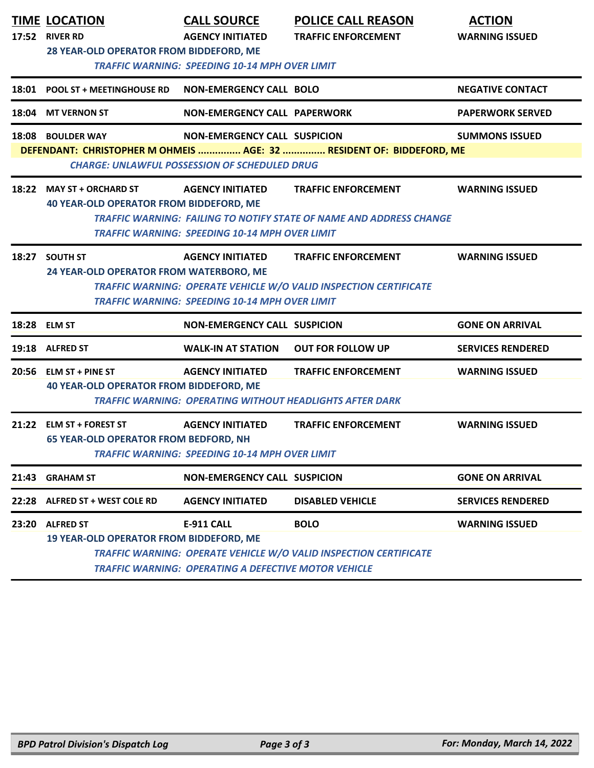| TIME | LOCATION | CALL SOURCE | POLICE CALL REASON | ACTION |
|---|---|---|---|---|
| 17:52 | RIVER RD | AGENCY INITIATED | TRAFFIC ENFORCEMENT | WARNING ISSUED |
| | 28 YEAR-OLD OPERATOR FROM BIDDEFORD, ME | | | |
| | | *TRAFFIC WARNING: SPEEDING 10-14 MPH OVER LIMIT* | | |
| 18:01 | POOL ST + MEETINGHOUSE RD | NON-EMERGENCY CALL | BOLO | NEGATIVE CONTACT |
| 18:04 | MT VERNON ST | NON-EMERGENCY CALL | PAPERWORK | PAPERWORK SERVED |
| 18:08 | BOULDER WAY | NON-EMERGENCY CALL | SUSPICION | SUMMONS ISSUED |
| | DEFENDANT: CHRISTOPHER M OHMEIS ............... AGE: 32 ............... RESIDENT OF: BIDDEFORD, ME | | | |
| | *CHARGE: UNLAWFUL POSSESSION OF SCHEDULED DRUG* | | | |
| 18:22 | MAY ST + ORCHARD ST | AGENCY INITIATED | TRAFFIC ENFORCEMENT | WARNING ISSUED |
| | 40 YEAR-OLD OPERATOR FROM BIDDEFORD, ME | | | |
| | | *TRAFFIC WARNING: FAILING TO NOTIFY STATE OF NAME AND ADDRESS CHANGE* | | |
| | | *TRAFFIC WARNING: SPEEDING 10-14 MPH OVER LIMIT* | | |
| 18:27 | SOUTH ST | AGENCY INITIATED | TRAFFIC ENFORCEMENT | WARNING ISSUED |
| | 24 YEAR-OLD OPERATOR FROM WATERBORO, ME | | | |
| | | *TRAFFIC WARNING: OPERATE VEHICLE W/O VALID INSPECTION CERTIFICATE* | | |
| | | *TRAFFIC WARNING: SPEEDING 10-14 MPH OVER LIMIT* | | |
| 18:28 | ELM ST | NON-EMERGENCY CALL | SUSPICION | GONE ON ARRIVAL |
| 19:18 | ALFRED ST | WALK-IN AT STATION | OUT FOR FOLLOW UP | SERVICES RENDERED |
| 20:56 | ELM ST + PINE ST | AGENCY INITIATED | TRAFFIC ENFORCEMENT | WARNING ISSUED |
| | 40 YEAR-OLD OPERATOR FROM BIDDEFORD, ME | | | |
| | | *TRAFFIC WARNING: OPERATING WITHOUT HEADLIGHTS AFTER DARK* | | |
| 21:22 | ELM ST + FOREST ST | AGENCY INITIATED | TRAFFIC ENFORCEMENT | WARNING ISSUED |
| | 65 YEAR-OLD OPERATOR FROM BEDFORD, NH | | | |
| | | *TRAFFIC WARNING: SPEEDING 10-14 MPH OVER LIMIT* | | |
| 21:43 | GRAHAM ST | NON-EMERGENCY CALL | SUSPICION | GONE ON ARRIVAL |
| 22:28 | ALFRED ST + WEST COLE RD | AGENCY INITIATED | DISABLED VEHICLE | SERVICES RENDERED |
| 23:20 | ALFRED ST | E-911 CALL | BOLO | WARNING ISSUED |
| | 19 YEAR-OLD OPERATOR FROM BIDDEFORD, ME | | | |
| | | *TRAFFIC WARNING: OPERATE VEHICLE W/O VALID INSPECTION CERTIFICATE* | | |
| | | *TRAFFIC WARNING: OPERATING A DEFECTIVE MOTOR VEHICLE* | | |